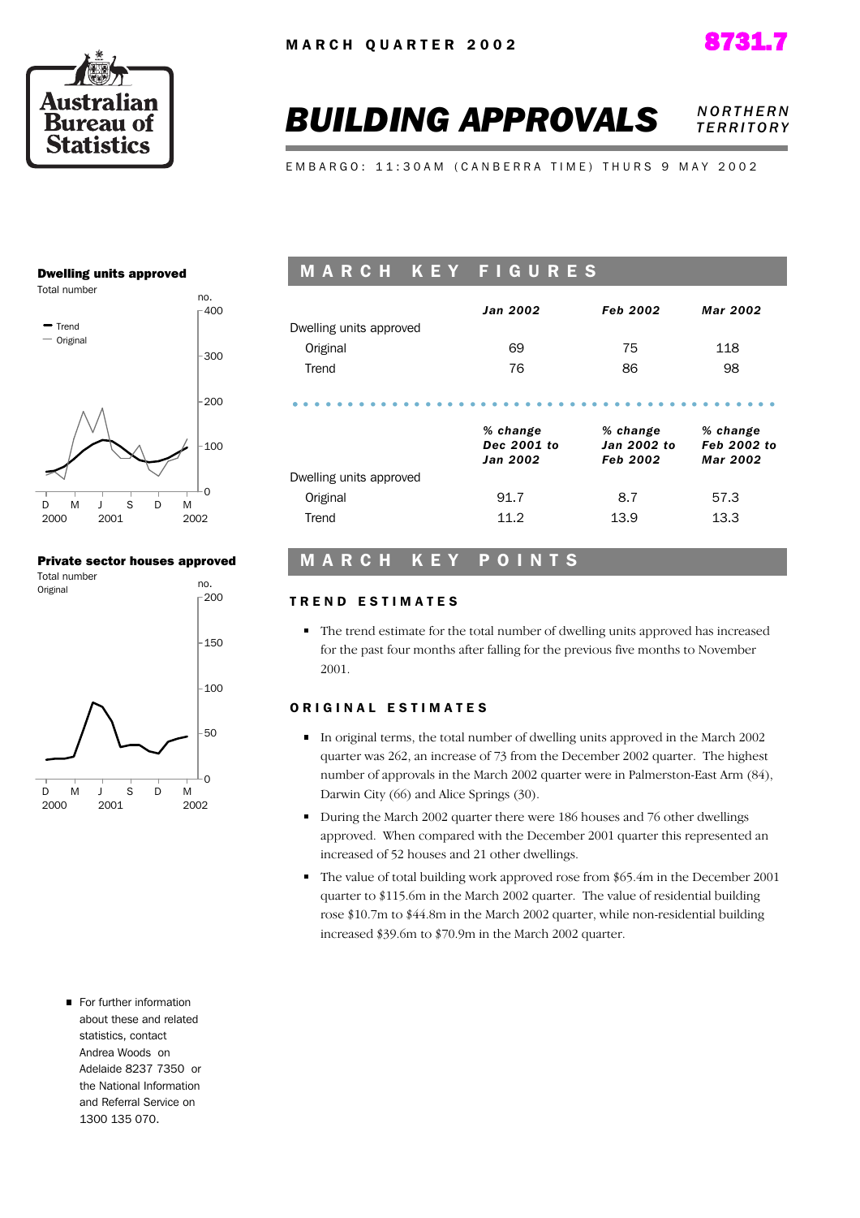MARCH QUARTER 2002

8731.7

# BUILDING APPROVALS

*NORTHERN TERRITORY*

EMBARGO: 11:30AM (CANBERRA TIME) THURS 9 MAY 2002

**Dwelling units approved**
Total number

**Private sector houses approved**
Total number
Original

## MARCH KEY FIGURES

| | *Jan 2002* | *Feb 2002* | *Mar 2002* |
|---|---|---|---|
| Dwelling units approved | | | |
| Original | 69 | 75 | 118 |
| Trend | 76 | 86 | 98 |

| | *% change Dec 2001 to Jan 2002* | *% change Jan 2002 to Feb 2002* | *% change Feb 2002 to Mar 2002* |
|---|---|---|---|
| Dwelling units approved | | | |
| Original | 91.7 | 8.7 | 57.3 |
| Trend | 11.2 | 13.9 | 13.3 |

## MARCH KEY POINTS

### TREND ESTIMATES

- The trend estimate for the total number of dwelling units approved has increased for the past four months after falling for the previous five months to November 2001.

### ORIGINAL ESTIMATES

- In original terms, the total number of dwelling units approved in the March 2002 quarter was 262, an increase of 73 from the December 2002 quarter. The highest number of approvals in the March 2002 quarter were in Palmerston-East Arm (84), Darwin City (66) and Alice Springs (30).
- During the March 2002 quarter there were 186 houses and 76 other dwellings approved. When compared with the December 2001 quarter this represented an increased of 52 houses and 21 other dwellings.
- The value of total building work approved rose from $65.4m in the December 2001 quarter to $115.6m in the March 2002 quarter. The value of residential building rose $10.7m to $44.8m in the March 2002 quarter, while non-residential building increased $39.6m to $70.9m in the March 2002 quarter.

- For further information about these and related statistics, contact Andrea Woods on Adelaide 8237 7350 or the National Information and Referral Service on 1300 135 070.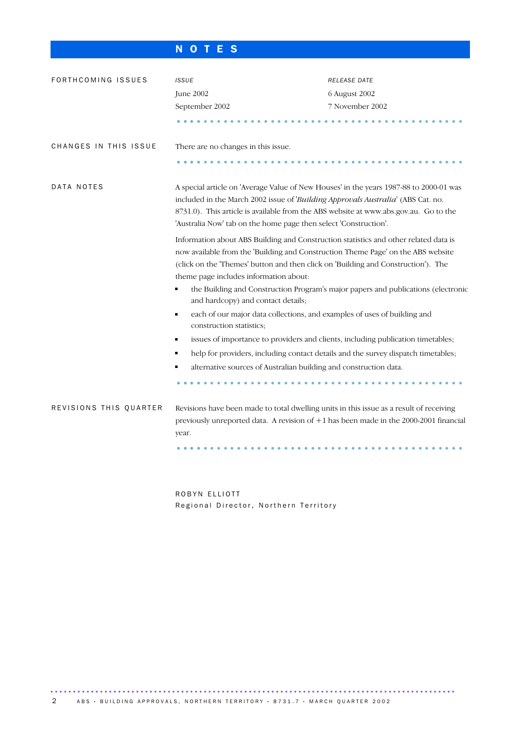# NOTES

## FORTHCOMING ISSUES

| ISSUE | RELEASE DATE |
| --- | --- |
| June 2002 | 6 August 2002 |
| September 2002 | 7 November 2002 |

## CHANGES IN THIS ISSUE

There are no changes in this issue.

## DATA NOTES

A special article on 'Average Value of New Houses' in the years 1987-88 to 2000-01 was included in the March 2002 issue of '*Building Approvals Australia*' (ABS Cat. no. 8731.0). This article is available from the ABS website at www.abs.gov.au. Go to the 'Australia Now' tab on the home page then select 'Construction'.

Information about ABS Building and Construction statistics and other related data is now available from the 'Building and Construction Theme Page' on the ABS website (click on the 'Themes' button and then click on 'Building and Construction'). The theme page includes information about:

- the Building and Construction Program's major papers and publications (electronic and hardcopy) and contact details;
- each of our major data collections, and examples of uses of building and construction statistics;
- issues of importance to providers and clients, including publication timetables;
- help for providers, including contact details and the survey dispatch timetables;
- alternative sources of Australian building and construction data.

## REVISIONS THIS QUARTER

Revisions have been made to total dwelling units in this issue as a result of receiving previously unreported data. A revision of +1 has been made in the 2000-2001 financial year.

ROBYN ELLIOTT
Regional Director, Northern Territory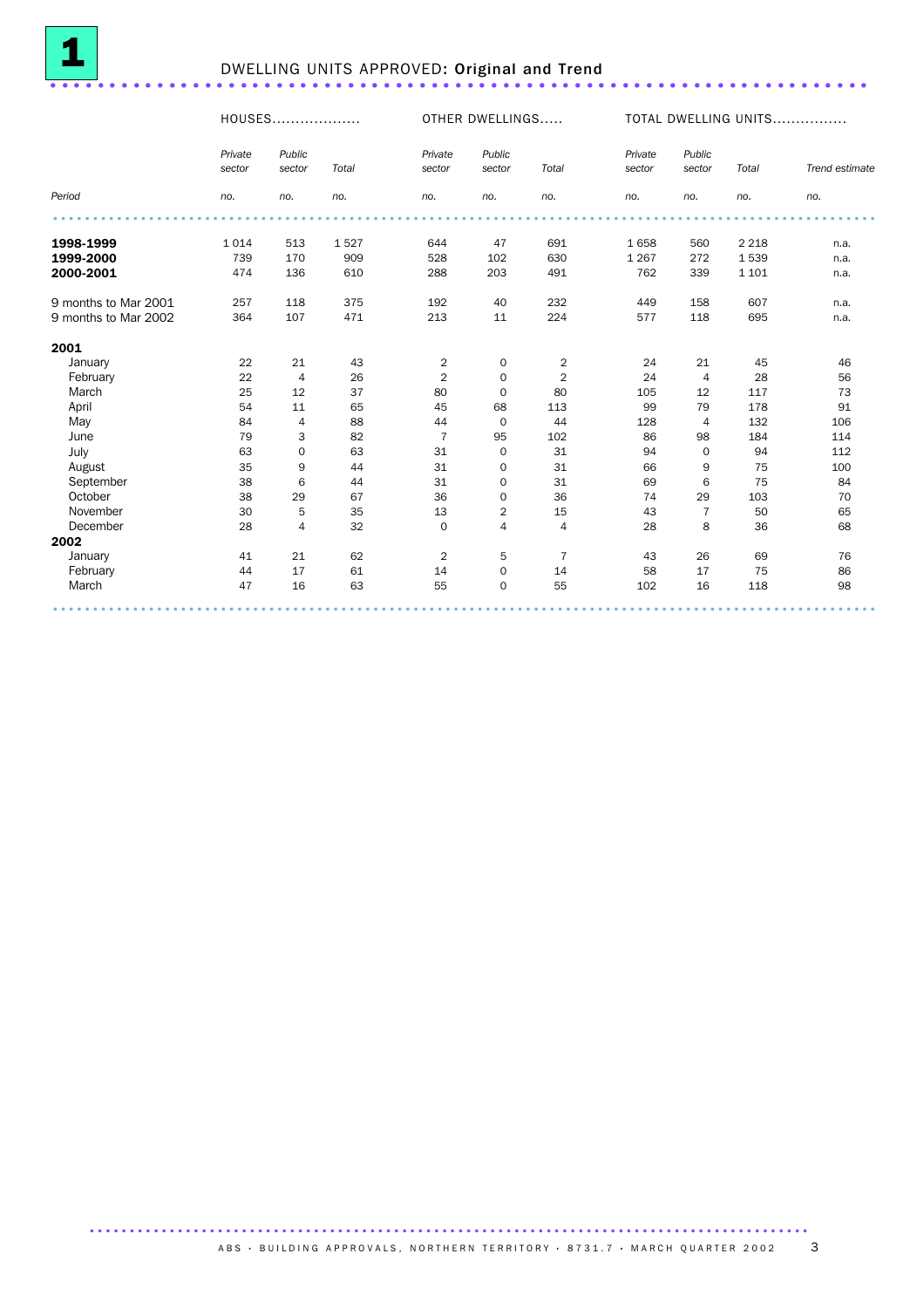# 1 DWELLING UNITS APPROVED: Original and Trend

| | HOUSES | | | OTHER DWELLINGS | | | TOTAL DWELLING UNITS | | | |
|---|---|---|---|---|---|---|---|---|---|---|
| | *Private sector* | *Public sector* | *Total* | *Private sector* | *Public sector* | *Total* | *Private sector* | *Public sector* | *Total* | *Trend estimate* |
| *Period* | *no.* | *no.* | *no.* | *no.* | *no.* | *no.* | *no.* | *no.* | *no.* | *no.* |
| **1998-1999** | 1 014 | 513 | 1 527 | 644 | 47 | 691 | 1 658 | 560 | 2 218 | n.a. |
| **1999-2000** | 739 | 170 | 909 | 528 | 102 | 630 | 1 267 | 272 | 1 539 | n.a. |
| **2000-2001** | 474 | 136 | 610 | 288 | 203 | 491 | 762 | 339 | 1 101 | n.a. |
| 9 months to Mar 2001 | 257 | 118 | 375 | 192 | 40 | 232 | 449 | 158 | 607 | n.a. |
| 9 months to Mar 2002 | 364 | 107 | 471 | 213 | 11 | 224 | 577 | 118 | 695 | n.a. |
| **2001** | | | | | | | | | | |
| January | 22 | 21 | 43 | 2 | 0 | 2 | 24 | 21 | 45 | 46 |
| February | 22 | 4 | 26 | 2 | 0 | 2 | 24 | 4 | 28 | 56 |
| March | 25 | 12 | 37 | 80 | 0 | 80 | 105 | 12 | 117 | 73 |
| April | 54 | 11 | 65 | 45 | 68 | 113 | 99 | 79 | 178 | 91 |
| May | 84 | 4 | 88 | 44 | 0 | 44 | 128 | 4 | 132 | 106 |
| June | 79 | 3 | 82 | 7 | 95 | 102 | 86 | 98 | 184 | 114 |
| July | 63 | 0 | 63 | 31 | 0 | 31 | 94 | 0 | 94 | 112 |
| August | 35 | 9 | 44 | 31 | 0 | 31 | 66 | 9 | 75 | 100 |
| September | 38 | 6 | 44 | 31 | 0 | 31 | 69 | 6 | 75 | 84 |
| October | 38 | 29 | 67 | 36 | 0 | 36 | 74 | 29 | 103 | 70 |
| November | 30 | 5 | 35 | 13 | 2 | 15 | 43 | 7 | 50 | 65 |
| December | 28 | 4 | 32 | 0 | 4 | 4 | 28 | 8 | 36 | 68 |
| **2002** | | | | | | | | | | |
| January | 41 | 21 | 62 | 2 | 5 | 7 | 43 | 26 | 69 | 76 |
| February | 44 | 17 | 61 | 14 | 0 | 14 | 58 | 17 | 75 | 86 |
| March | 47 | 16 | 63 | 55 | 0 | 55 | 102 | 16 | 118 | 98 |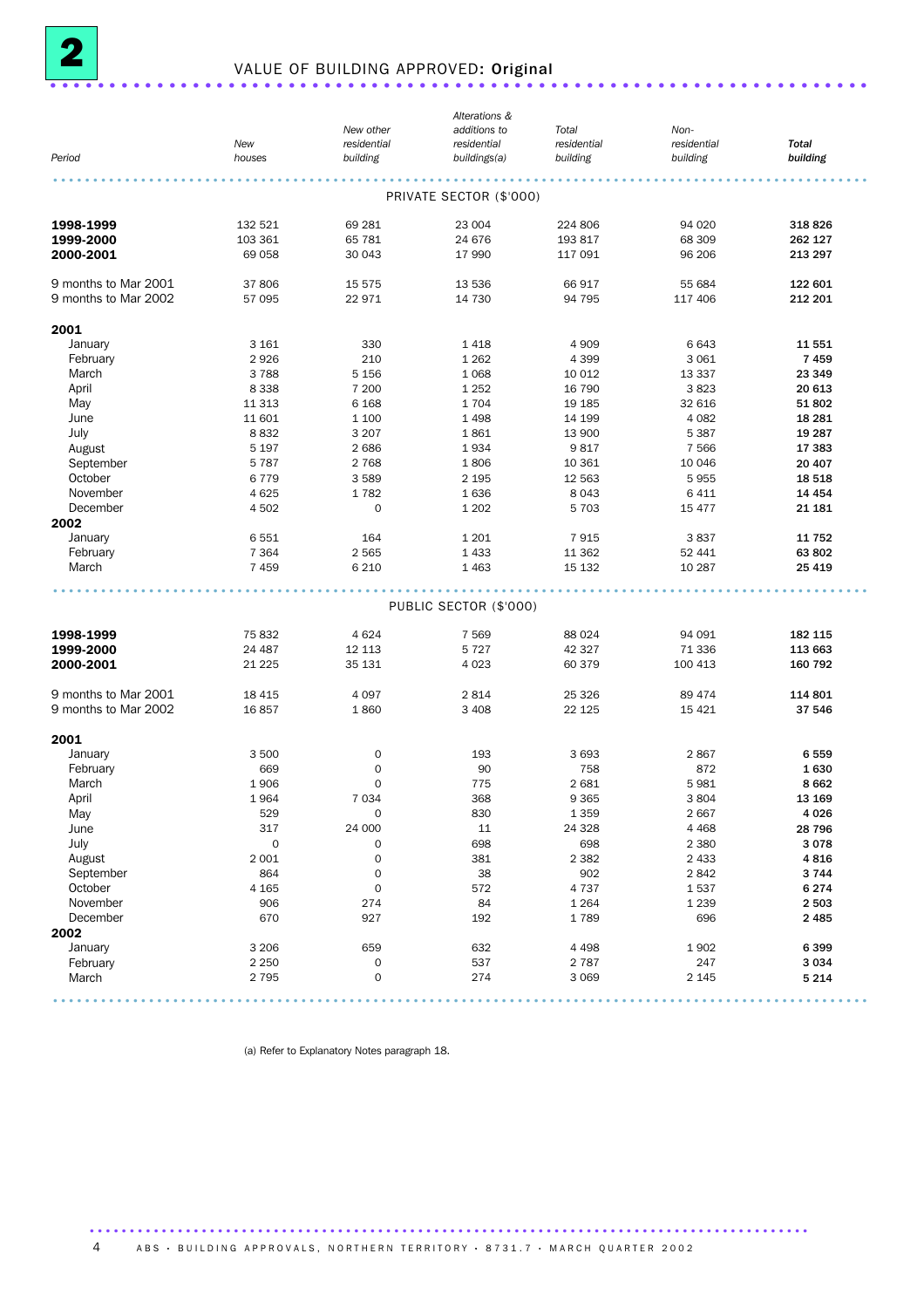# 2 VALUE OF BUILDING APPROVED: Original

| Period | New houses | New other residential building | Alterations & additions to residential buildings(a) | Total residential building | Non-residential building | Total building |
|---|---|---|---|---|---|---|
| | | | PRIVATE SECTOR ($'000) | | | |
| **1998-1999** | 132 521 | 69 281 | 23 004 | 224 806 | 94 020 | **318 826** |
| **1999-2000** | 103 361 | 65 781 | 24 676 | 193 817 | 68 309 | **262 127** |
| **2000-2001** | 69 058 | 30 043 | 17 990 | 117 091 | 96 206 | **213 297** |
| 9 months to Mar 2001 | 37 806 | 15 575 | 13 536 | 66 917 | 55 684 | **122 601** |
| 9 months to Mar 2002 | 57 095 | 22 971 | 14 730 | 94 795 | 117 406 | **212 201** |
| **2001** | | | | | | |
| January | 3 161 | 330 | 1 418 | 4 909 | 6 643 | **11 551** |
| February | 2 926 | 210 | 1 262 | 4 399 | 3 061 | **7 459** |
| March | 3 788 | 5 156 | 1 068 | 10 012 | 13 337 | **23 349** |
| April | 8 338 | 7 200 | 1 252 | 16 790 | 3 823 | **20 613** |
| May | 11 313 | 6 168 | 1 704 | 19 185 | 32 616 | **51 802** |
| June | 11 601 | 1 100 | 1 498 | 14 199 | 4 082 | **18 281** |
| July | 8 832 | 3 207 | 1 861 | 13 900 | 5 387 | **19 287** |
| August | 5 197 | 2 686 | 1 934 | 9 817 | 7 566 | **17 383** |
| September | 5 787 | 2 768 | 1 806 | 10 361 | 10 046 | **20 407** |
| October | 6 779 | 3 589 | 2 195 | 12 563 | 5 955 | **18 518** |
| November | 4 625 | 1 782 | 1 636 | 8 043 | 6 411 | **14 454** |
| December | 4 502 | 0 | 1 202 | 5 703 | 15 477 | **21 181** |
| **2002** | | | | | | |
| January | 6 551 | 164 | 1 201 | 7 915 | 3 837 | **11 752** |
| February | 7 364 | 2 565 | 1 433 | 11 362 | 52 441 | **63 802** |
| March | 7 459 | 6 210 | 1 463 | 15 132 | 10 287 | **25 419** |
| | | | PUBLIC SECTOR ($'000) | | | |
| **1998-1999** | 75 832 | 4 624 | 7 569 | 88 024 | 94 091 | **182 115** |
| **1999-2000** | 24 487 | 12 113 | 5 727 | 42 327 | 71 336 | **113 663** |
| **2000-2001** | 21 225 | 35 131 | 4 023 | 60 379 | 100 413 | **160 792** |
| 9 months to Mar 2001 | 18 415 | 4 097 | 2 814 | 25 326 | 89 474 | **114 801** |
| 9 months to Mar 2002 | 16 857 | 1 860 | 3 408 | 22 125 | 15 421 | **37 546** |
| **2001** | | | | | | |
| January | 3 500 | 0 | 193 | 3 693 | 2 867 | **6 559** |
| February | 669 | 0 | 90 | 758 | 872 | **1 630** |
| March | 1 906 | 0 | 775 | 2 681 | 5 981 | **8 662** |
| April | 1 964 | 7 034 | 368 | 9 365 | 3 804 | **13 169** |
| May | 529 | 0 | 830 | 1 359 | 2 667 | **4 026** |
| June | 317 | 24 000 | 11 | 24 328 | 4 468 | **28 796** |
| July | 0 | 0 | 698 | 698 | 2 380 | **3 078** |
| August | 2 001 | 0 | 381 | 2 382 | 2 433 | **4 816** |
| September | 864 | 0 | 38 | 902 | 2 842 | **3 744** |
| October | 4 165 | 0 | 572 | 4 737 | 1 537 | **6 274** |
| November | 906 | 274 | 84 | 1 264 | 1 239 | **2 503** |
| December | 670 | 927 | 192 | 1 789 | 696 | **2 485** |
| **2002** | | | | | | |
| January | 3 206 | 659 | 632 | 4 498 | 1 902 | **6 399** |
| February | 2 250 | 0 | 537 | 2 787 | 247 | **3 034** |
| March | 2 795 | 0 | 274 | 3 069 | 2 145 | **5 214** |

(a) Refer to Explanatory Notes paragraph 18.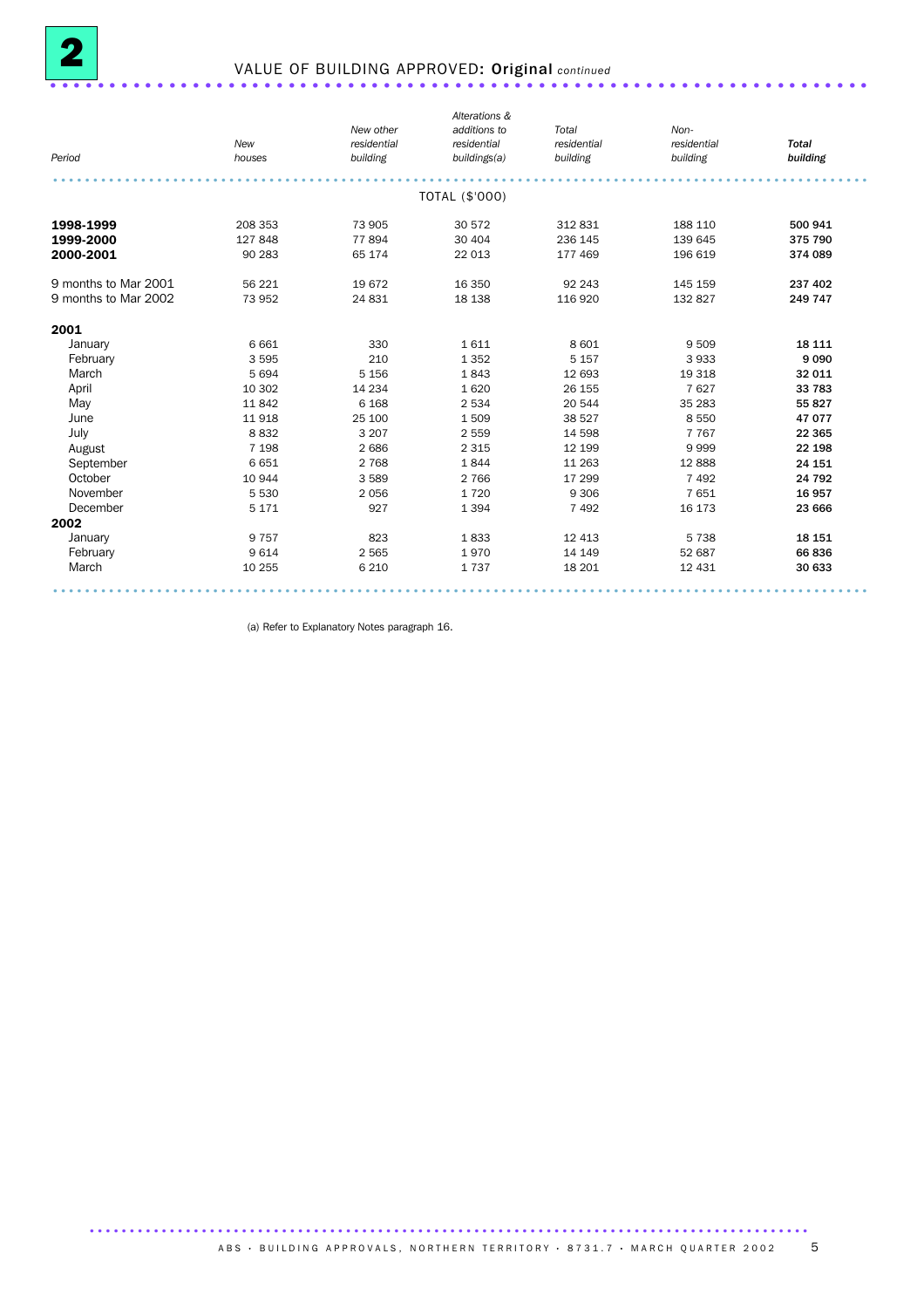## 2 VALUE OF BUILDING APPROVED: **Original** *continued*

| *Period* | *New houses* | *New other residential building* | *Alterations & additions to residential buildings(a)* | *Total residential building* | *Non-residential building* | ***Total building*** |
|---|---|---|---|---|---|---|
| | | | TOTAL ($'000) | | | |
| **1998-1999** | 208 353 | 73 905 | 30 572 | 312 831 | 188 110 | **500 941** |
| **1999-2000** | 127 848 | 77 894 | 30 404 | 236 145 | 139 645 | **375 790** |
| **2000-2001** | 90 283 | 65 174 | 22 013 | 177 469 | 196 619 | **374 089** |
| 9 months to Mar 2001 | 56 221 | 19 672 | 16 350 | 92 243 | 145 159 | **237 402** |
| 9 months to Mar 2002 | 73 952 | 24 831 | 18 138 | 116 920 | 132 827 | **249 747** |
| **2001** | | | | | | |
| January | 6 661 | 330 | 1 611 | 8 601 | 9 509 | **18 111** |
| February | 3 595 | 210 | 1 352 | 5 157 | 3 933 | **9 090** |
| March | 5 694 | 5 156 | 1 843 | 12 693 | 19 318 | **32 011** |
| April | 10 302 | 14 234 | 1 620 | 26 155 | 7 627 | **33 783** |
| May | 11 842 | 6 168 | 2 534 | 20 544 | 35 283 | **55 827** |
| June | 11 918 | 25 100 | 1 509 | 38 527 | 8 550 | **47 077** |
| July | 8 832 | 3 207 | 2 559 | 14 598 | 7 767 | **22 365** |
| August | 7 198 | 2 686 | 2 315 | 12 199 | 9 999 | **22 198** |
| September | 6 651 | 2 768 | 1 844 | 11 263 | 12 888 | **24 151** |
| October | 10 944 | 3 589 | 2 766 | 17 299 | 7 492 | **24 792** |
| November | 5 530 | 2 056 | 1 720 | 9 306 | 7 651 | **16 957** |
| December | 5 171 | 927 | 1 394 | 7 492 | 16 173 | **23 666** |
| **2002** | | | | | | |
| January | 9 757 | 823 | 1 833 | 12 413 | 5 738 | **18 151** |
| February | 9 614 | 2 565 | 1 970 | 14 149 | 52 687 | **66 836** |
| March | 10 255 | 6 210 | 1 737 | 18 201 | 12 431 | **30 633** |

(a) Refer to Explanatory Notes paragraph 16.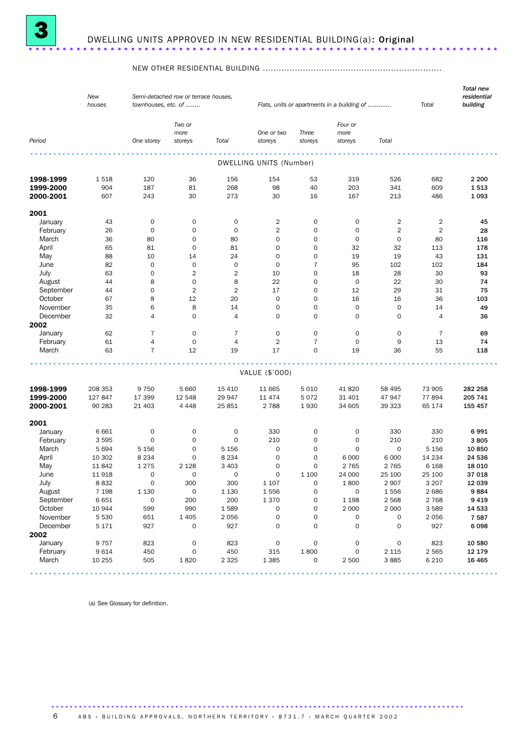# 3 DWELLING UNITS APPROVED IN NEW RESIDENTIAL BUILDING(a): Original

| Period | New houses | NEW OTHER RESIDENTIAL BUILDING | | | | | | | | Total new residential building |
|---|---|---|---|---|---|---|---|---|---|---|
| | | *Semi-detached row or terrace houses, townhouses, etc. of ........* | | | *Flats, units or apartments in a building of ............* | | | | *Total* | |
| | | *One storey* | *Two or more storeys* | *Total* | *One or two storeys* | *Three storeys* | *Four or more storeys* | *Total* | | |
| **DWELLING UNITS (Number)** | | | | | | | | | | |
| **1998-1999** | 1 518 | 120 | 36 | 156 | 154 | 53 | 319 | 526 | 682 | **2 200** |
| **1999-2000** | 904 | 187 | 81 | 268 | 98 | 40 | 203 | 341 | 609 | **1 513** |
| **2000-2001** | 607 | 243 | 30 | 273 | 30 | 16 | 167 | 213 | 486 | **1 093** |
| **2001** | | | | | | | | | | |
| January | 43 | 0 | 0 | 0 | 2 | 0 | 0 | 2 | 2 | **45** |
| February | 26 | 0 | 0 | 0 | 2 | 0 | 0 | 2 | 2 | **28** |
| March | 36 | 80 | 0 | 80 | 0 | 0 | 0 | 0 | 80 | **116** |
| April | 65 | 81 | 0 | 81 | 0 | 0 | 32 | 32 | 113 | **178** |
| May | 88 | 10 | 14 | 24 | 0 | 0 | 19 | 19 | 43 | **131** |
| June | 82 | 0 | 0 | 0 | 0 | 7 | 95 | 102 | 102 | **184** |
| July | 63 | 0 | 2 | 2 | 10 | 0 | 18 | 28 | 30 | **93** |
| August | 44 | 8 | 0 | 8 | 22 | 0 | 0 | 22 | 30 | **74** |
| September | 44 | 0 | 2 | 2 | 17 | 0 | 12 | 29 | 31 | **75** |
| October | 67 | 8 | 12 | 20 | 0 | 0 | 16 | 16 | 36 | **103** |
| November | 35 | 6 | 8 | 14 | 0 | 0 | 0 | 0 | 14 | **49** |
| December | 32 | 4 | 0 | 4 | 0 | 0 | 0 | 0 | 4 | **36** |
| **2002** | | | | | | | | | | |
| January | 62 | 7 | 0 | 7 | 0 | 0 | 0 | 0 | 7 | **69** |
| February | 61 | 4 | 0 | 4 | 2 | 7 | 0 | 9 | 13 | **74** |
| March | 63 | 7 | 12 | 19 | 17 | 0 | 19 | 36 | 55 | **118** |
| **VALUE ($'000)** | | | | | | | | | | |
| **1998-1999** | 208 353 | 9 750 | 5 660 | 15 410 | 11 665 | 5 010 | 41 820 | 58 495 | 73 905 | **282 258** |
| **1999-2000** | 127 847 | 17 399 | 12 548 | 29 947 | 11 474 | 5 072 | 31 401 | 47 947 | 77 894 | **205 741** |
| **2000-2001** | 90 283 | 21 403 | 4 448 | 25 851 | 2 788 | 1 930 | 34 605 | 39 323 | 65 174 | **155 457** |
| **2001** | | | | | | | | | | |
| January | 6 661 | 0 | 0 | 0 | 330 | 0 | 0 | 330 | 330 | **6 991** |
| February | 3 595 | 0 | 0 | 0 | 210 | 0 | 0 | 210 | 210 | **3 805** |
| March | 5 694 | 5 156 | 0 | 5 156 | 0 | 0 | 0 | 0 | 5 156 | **10 850** |
| April | 10 302 | 8 234 | 0 | 8 234 | 0 | 0 | 6 000 | 6 000 | 14 234 | **24 536** |
| May | 11 842 | 1 275 | 2 128 | 3 403 | 0 | 0 | 2 765 | 2 765 | 6 168 | **18 010** |
| June | 11 918 | 0 | 0 | 0 | 0 | 1 100 | 24 000 | 25 100 | 25 100 | **37 018** |
| July | 8 832 | 0 | 300 | 300 | 1 107 | 0 | 1 800 | 2 907 | 3 207 | **12 039** |
| August | 7 198 | 1 130 | 0 | 1 130 | 1 556 | 0 | 0 | 1 556 | 2 686 | **9 884** |
| September | 6 651 | 0 | 200 | 200 | 1 370 | 0 | 1 198 | 2 568 | 2 768 | **9 419** |
| October | 10 944 | 599 | 990 | 1 589 | 0 | 0 | 2 000 | 2 000 | 3 589 | **14 533** |
| November | 5 530 | 651 | 1 405 | 2 056 | 0 | 0 | 0 | 0 | 2 056 | **7 587** |
| December | 5 171 | 927 | 0 | 927 | 0 | 0 | 0 | 0 | 927 | **6 098** |
| **2002** | | | | | | | | | | |
| January | 9 757 | 823 | 0 | 823 | 0 | 0 | 0 | 0 | 823 | **10 580** |
| February | 9 614 | 450 | 0 | 450 | 315 | 1 800 | 0 | 2 115 | 2 565 | **12 179** |
| March | 10 255 | 505 | 1 820 | 2 325 | 1 385 | 0 | 2 500 | 3 885 | 6 210 | **16 465** |

(a) See Glossary for definition.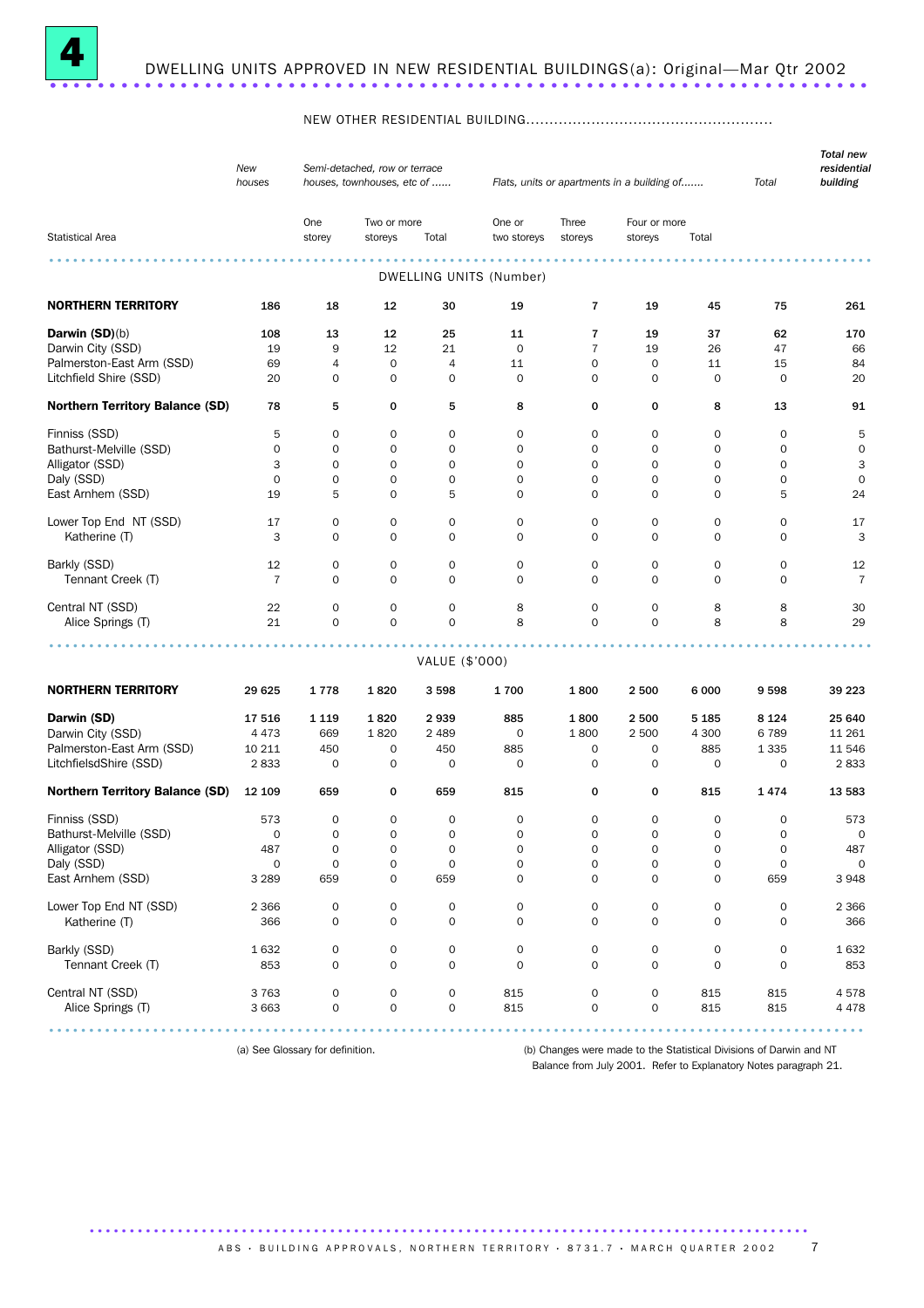# 4 DWELLING UNITS APPROVED IN NEW RESIDENTIAL BUILDINGS(a): Original—Mar Qtr 2002

| Statistical Area | New houses | NEW OTHER RESIDENTIAL BUILDING: Semi-detached, row or terrace houses, townhouses, etc of ...... | | | Flats, units or apartments in a building of....... | | | | Total | Total new residential building |
|---|---|---|---|---|---|---|---|---|---|---|
| | | One storey | Two or more storeys | Total | One or two storeys | Three storeys | Four or more storeys | Total | | |
| **DWELLING UNITS (Number)** | | | | | | | | | | |
| **NORTHERN TERRITORY** | 186 | 18 | 12 | 30 | 19 | 7 | 19 | 45 | 75 | 261 |
| **Darwin (SD)**(b) | 108 | 13 | 12 | 25 | 11 | 7 | 19 | 37 | 62 | 170 |
| Darwin City (SSD) | 19 | 9 | 12 | 21 | 0 | 7 | 19 | 26 | 47 | 66 |
| Palmerston-East Arm (SSD) | 69 | 4 | 0 | 4 | 11 | 0 | 0 | 11 | 15 | 84 |
| Litchfield Shire (SSD) | 20 | 0 | 0 | 0 | 0 | 0 | 0 | 0 | 0 | 20 |
| **Northern Territory Balance (SD)** | 78 | 5 | 0 | 5 | 8 | 0 | 0 | 8 | 13 | 91 |
| Finniss (SSD) | 5 | 0 | 0 | 0 | 0 | 0 | 0 | 0 | 0 | 5 |
| Bathurst-Melville (SSD) | 0 | 0 | 0 | 0 | 0 | 0 | 0 | 0 | 0 | 0 |
| Alligator (SSD) | 3 | 0 | 0 | 0 | 0 | 0 | 0 | 0 | 0 | 3 |
| Daly (SSD) | 0 | 0 | 0 | 0 | 0 | 0 | 0 | 0 | 0 | 0 |
| East Arnhem (SSD) | 19 | 5 | 0 | 5 | 0 | 0 | 0 | 0 | 5 | 24 |
| Lower Top End NT (SSD) | 17 | 0 | 0 | 0 | 0 | 0 | 0 | 0 | 0 | 17 |
| Katherine (T) | 3 | 0 | 0 | 0 | 0 | 0 | 0 | 0 | 0 | 3 |
| Barkly (SSD) | 12 | 0 | 0 | 0 | 0 | 0 | 0 | 0 | 0 | 12 |
| Tennant Creek (T) | 7 | 0 | 0 | 0 | 0 | 0 | 0 | 0 | 0 | 7 |
| Central NT (SSD) | 22 | 0 | 0 | 0 | 8 | 0 | 0 | 8 | 8 | 30 |
| Alice Springs (T) | 21 | 0 | 0 | 0 | 8 | 0 | 0 | 8 | 8 | 29 |
| **VALUE ($'000)** | | | | | | | | | | |
| **NORTHERN TERRITORY** | 29 625 | 1 778 | 1 820 | 3 598 | 1 700 | 1 800 | 2 500 | 6 000 | 9 598 | 39 223 |
| **Darwin (SD)** | 17 516 | 1 119 | 1 820 | 2 939 | 885 | 1 800 | 2 500 | 5 185 | 8 124 | 25 640 |
| Darwin City (SSD) | 4 473 | 669 | 1 820 | 2 489 | 0 | 1 800 | 2 500 | 4 300 | 6 789 | 11 261 |
| Palmerston-East Arm (SSD) | 10 211 | 450 | 0 | 450 | 885 | 0 | 0 | 885 | 1 335 | 11 546 |
| LitchfielsdShire (SSD) | 2 833 | 0 | 0 | 0 | 0 | 0 | 0 | 0 | 0 | 2 833 |
| **Northern Territory Balance (SD)** | 12 109 | 659 | 0 | 659 | 815 | 0 | 0 | 815 | 1 474 | 13 583 |
| Finniss (SSD) | 573 | 0 | 0 | 0 | 0 | 0 | 0 | 0 | 0 | 573 |
| Bathurst-Melville (SSD) | 0 | 0 | 0 | 0 | 0 | 0 | 0 | 0 | 0 | 0 |
| Alligator (SSD) | 487 | 0 | 0 | 0 | 0 | 0 | 0 | 0 | 0 | 487 |
| Daly (SSD) | 0 | 0 | 0 | 0 | 0 | 0 | 0 | 0 | 0 | 0 |
| East Arnhem (SSD) | 3 289 | 659 | 0 | 659 | 0 | 0 | 0 | 0 | 659 | 3 948 |
| Lower Top End NT (SSD) | 2 366 | 0 | 0 | 0 | 0 | 0 | 0 | 0 | 0 | 2 366 |
| Katherine (T) | 366 | 0 | 0 | 0 | 0 | 0 | 0 | 0 | 0 | 366 |
| Barkly (SSD) | 1 632 | 0 | 0 | 0 | 0 | 0 | 0 | 0 | 0 | 1 632 |
| Tennant Creek (T) | 853 | 0 | 0 | 0 | 0 | 0 | 0 | 0 | 0 | 853 |
| Central NT (SSD) | 3 763 | 0 | 0 | 0 | 815 | 0 | 0 | 815 | 815 | 4 578 |
| Alice Springs (T) | 3 663 | 0 | 0 | 0 | 815 | 0 | 0 | 815 | 815 | 4 478 |

(a) See Glossary for definition.

(b) Changes were made to the Statistical Divisions of Darwin and NT Balance from July 2001. Refer to Explanatory Notes paragraph 21.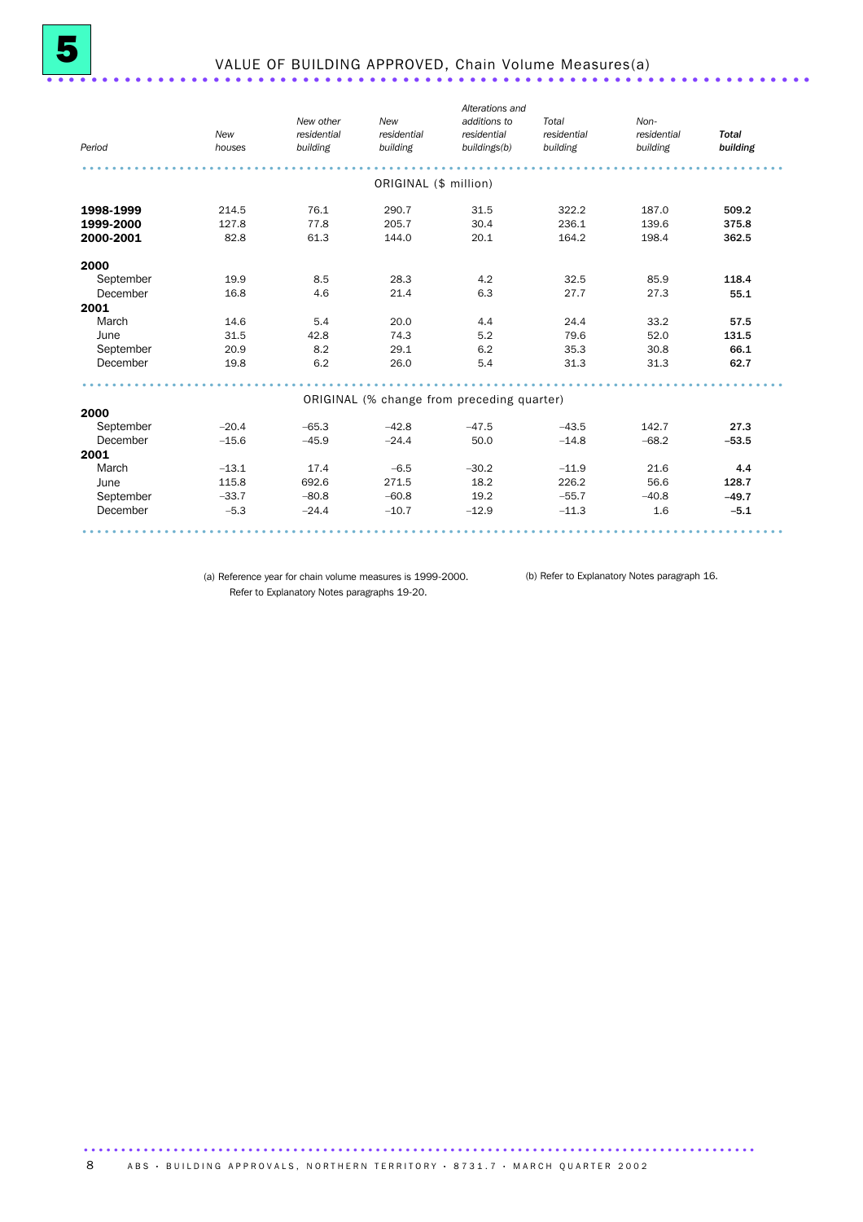# 5 VALUE OF BUILDING APPROVED, Chain Volume Measures(a)

| Period | New houses | New other residential building | New residential building | Alterations and additions to residential buildings(b) | Total residential building | Non-residential building | Total building |
|---|---|---|---|---|---|---|---|
| | | | ORIGINAL ($ million) | | | | |
| **1998-1999** | 214.5 | 76.1 | 290.7 | 31.5 | 322.2 | 187.0 | **509.2** |
| **1999-2000** | 127.8 | 77.8 | 205.7 | 30.4 | 236.1 | 139.6 | **375.8** |
| **2000-2001** | 82.8 | 61.3 | 144.0 | 20.1 | 164.2 | 198.4 | **362.5** |
| **2000** | | | | | | | |
| September | 19.9 | 8.5 | 28.3 | 4.2 | 32.5 | 85.9 | **118.4** |
| December | 16.8 | 4.6 | 21.4 | 6.3 | 27.7 | 27.3 | **55.1** |
| **2001** | | | | | | | |
| March | 14.6 | 5.4 | 20.0 | 4.4 | 24.4 | 33.2 | **57.5** |
| June | 31.5 | 42.8 | 74.3 | 5.2 | 79.6 | 52.0 | **131.5** |
| September | 20.9 | 8.2 | 29.1 | 6.2 | 35.3 | 30.8 | **66.1** |
| December | 19.8 | 6.2 | 26.0 | 5.4 | 31.3 | 31.3 | **62.7** |
| | | | ORIGINAL (% change from preceding quarter) | | | | |
| **2000** | | | | | | | |
| September | −20.4 | −65.3 | −42.8 | −47.5 | −43.5 | 142.7 | **27.3** |
| December | −15.6 | −45.9 | −24.4 | 50.0 | −14.8 | −68.2 | **−53.5** |
| **2001** | | | | | | | |
| March | −13.1 | 17.4 | −6.5 | −30.2 | −11.9 | 21.6 | **4.4** |
| June | 115.8 | 692.6 | 271.5 | 18.2 | 226.2 | 56.6 | **128.7** |
| September | −33.7 | −80.8 | −60.8 | 19.2 | −55.7 | −40.8 | **−49.7** |
| December | −5.3 | −24.4 | −10.7 | −12.9 | −11.3 | 1.6 | **−5.1** |

(a) Reference year for chain volume measures is 1999-2000. Refer to Explanatory Notes paragraphs 19-20.

(b) Refer to Explanatory Notes paragraph 16.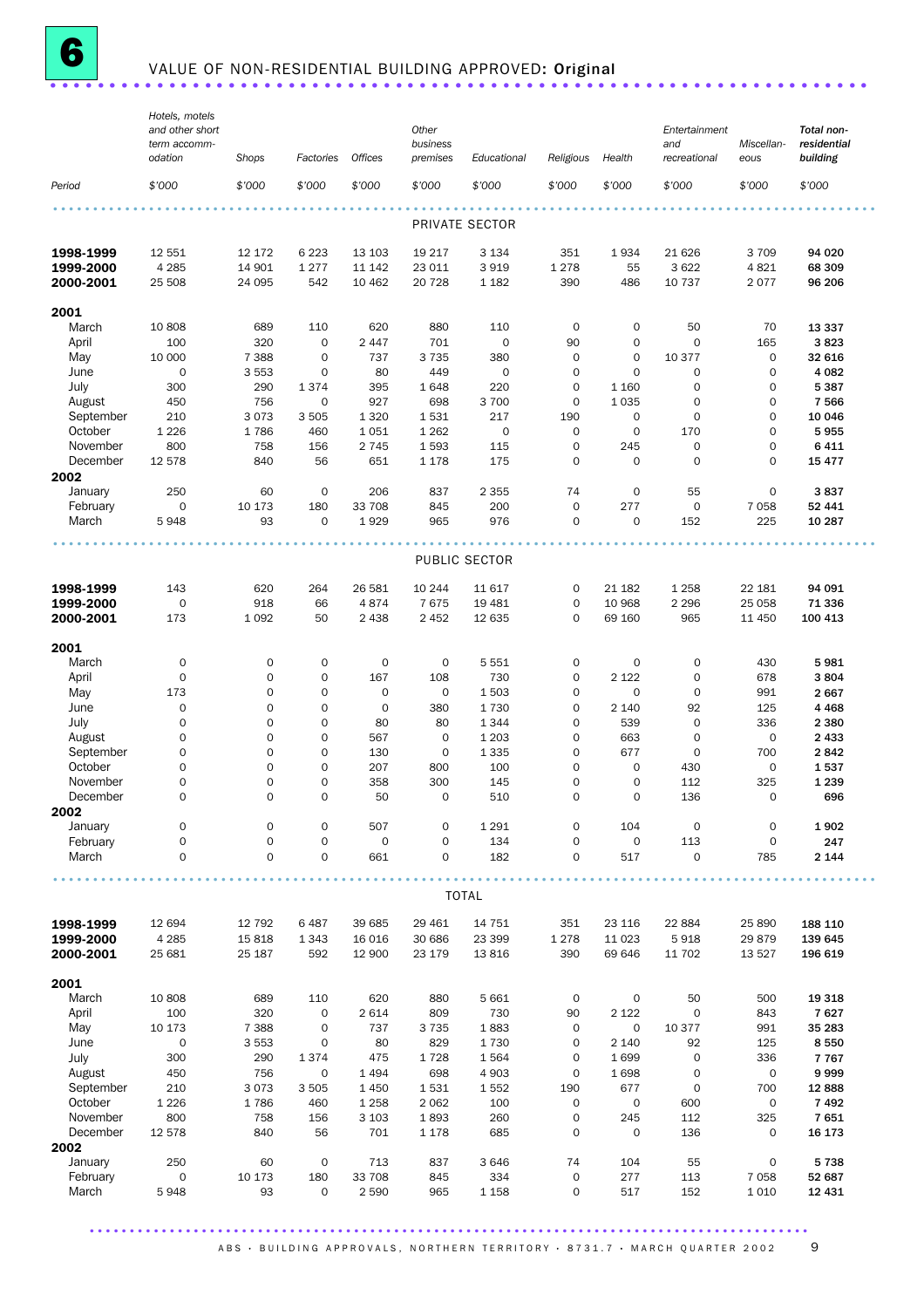# 6 VALUE OF NON-RESIDENTIAL BUILDING APPROVED: Original

| Period | Hotels, motels and other short term accommodation $'000 | Shops $'000 | Factories $'000 | Offices $'000 | Other business premises $'000 | Educational $'000 | Religious $'000 | Health $'000 | Entertainment and recreational $'000 | Miscellaneous $'000 | Total non-residential building $'000 |
|---|---|---|---|---|---|---|---|---|---|---|---|
| | | | | | PRIVATE SECTOR | | | | | | |
| **1998-1999** | 12 551 | 12 172 | 6 223 | 13 103 | 19 217 | 3 134 | 351 | 1 934 | 21 626 | 3 709 | **94 020** |
| **1999-2000** | 4 285 | 14 901 | 1 277 | 11 142 | 23 011 | 3 919 | 1 278 | 55 | 3 622 | 4 821 | **68 309** |
| **2000-2001** | 25 508 | 24 095 | 542 | 10 462 | 20 728 | 1 182 | 390 | 486 | 10 737 | 2 077 | **96 206** |
| **2001** | | | | | | | | | | | |
| March | 10 808 | 689 | 110 | 620 | 880 | 110 | 0 | 0 | 50 | 70 | **13 337** |
| April | 100 | 320 | 0 | 2 447 | 701 | 0 | 90 | 0 | 0 | 165 | **3 823** |
| May | 10 000 | 7 388 | 0 | 737 | 3 735 | 380 | 0 | 0 | 10 377 | 0 | **32 616** |
| June | 0 | 3 553 | 0 | 80 | 449 | 0 | 0 | 0 | 0 | 0 | **4 082** |
| July | 300 | 290 | 1 374 | 395 | 1 648 | 220 | 0 | 1 160 | 0 | 0 | **5 387** |
| August | 450 | 756 | 0 | 927 | 698 | 3 700 | 0 | 1 035 | 0 | 0 | **7 566** |
| September | 210 | 3 073 | 3 505 | 1 320 | 1 531 | 217 | 190 | 0 | 0 | 0 | **10 046** |
| October | 1 226 | 1 786 | 460 | 1 051 | 1 262 | 0 | 0 | 0 | 170 | 0 | **5 955** |
| November | 800 | 758 | 156 | 2 745 | 1 593 | 115 | 0 | 245 | 0 | 0 | **6 411** |
| December | 12 578 | 840 | 56 | 651 | 1 178 | 175 | 0 | 0 | 0 | 0 | **15 477** |
| **2002** | | | | | | | | | | | |
| January | 250 | 60 | 0 | 206 | 837 | 2 355 | 74 | 0 | 55 | 0 | **3 837** |
| February | 0 | 10 173 | 180 | 33 708 | 845 | 200 | 0 | 277 | 0 | 7 058 | **52 441** |
| March | 5 948 | 93 | 0 | 1 929 | 965 | 976 | 0 | 0 | 152 | 225 | **10 287** |
| | | | | | PUBLIC SECTOR | | | | | | |
| **1998-1999** | 143 | 620 | 264 | 26 581 | 10 244 | 11 617 | 0 | 21 182 | 1 258 | 22 181 | **94 091** |
| **1999-2000** | 0 | 918 | 66 | 4 874 | 7 675 | 19 481 | 0 | 10 968 | 2 296 | 25 058 | **71 336** |
| **2000-2001** | 173 | 1 092 | 50 | 2 438 | 2 452 | 12 635 | 0 | 69 160 | 965 | 11 450 | **100 413** |
| **2001** | | | | | | | | | | | |
| March | 0 | 0 | 0 | 0 | 0 | 5 551 | 0 | 0 | 0 | 430 | **5 981** |
| April | 0 | 0 | 0 | 167 | 108 | 730 | 0 | 2 122 | 0 | 678 | **3 804** |
| May | 173 | 0 | 0 | 0 | 0 | 1 503 | 0 | 0 | 0 | 991 | **2 667** |
| June | 0 | 0 | 0 | 0 | 380 | 1 730 | 0 | 2 140 | 92 | 125 | **4 468** |
| July | 0 | 0 | 0 | 80 | 80 | 1 344 | 0 | 539 | 0 | 336 | **2 380** |
| August | 0 | 0 | 0 | 567 | 0 | 1 203 | 0 | 663 | 0 | 0 | **2 433** |
| September | 0 | 0 | 0 | 130 | 0 | 1 335 | 0 | 677 | 0 | 700 | **2 842** |
| October | 0 | 0 | 0 | 207 | 800 | 100 | 0 | 0 | 430 | 0 | **1 537** |
| November | 0 | 0 | 0 | 358 | 300 | 145 | 0 | 0 | 112 | 325 | **1 239** |
| December | 0 | 0 | 0 | 50 | 0 | 510 | 0 | 0 | 136 | 0 | **696** |
| **2002** | | | | | | | | | | | |
| January | 0 | 0 | 0 | 507 | 0 | 1 291 | 0 | 104 | 0 | 0 | **1 902** |
| February | 0 | 0 | 0 | 0 | 0 | 134 | 0 | 0 | 113 | 0 | **247** |
| March | 0 | 0 | 0 | 661 | 0 | 182 | 0 | 517 | 0 | 785 | **2 144** |
| | | | | | TOTAL | | | | | | |
| **1998-1999** | 12 694 | 12 792 | 6 487 | 39 685 | 29 461 | 14 751 | 351 | 23 116 | 22 884 | 25 890 | **188 110** |
| **1999-2000** | 4 285 | 15 818 | 1 343 | 16 016 | 30 686 | 23 399 | 1 278 | 11 023 | 5 918 | 29 879 | **139 645** |
| **2000-2001** | 25 681 | 25 187 | 592 | 12 900 | 23 179 | 13 816 | 390 | 69 646 | 11 702 | 13 527 | **196 619** |
| **2001** | | | | | | | | | | | |
| March | 10 808 | 689 | 110 | 620 | 880 | 5 661 | 0 | 0 | 50 | 500 | **19 318** |
| April | 100 | 320 | 0 | 2 614 | 809 | 730 | 90 | 2 122 | 0 | 843 | **7 627** |
| May | 10 173 | 7 388 | 0 | 737 | 3 735 | 1 883 | 0 | 0 | 10 377 | 991 | **35 283** |
| June | 0 | 3 553 | 0 | 80 | 829 | 1 730 | 0 | 2 140 | 92 | 125 | **8 550** |
| July | 300 | 290 | 1 374 | 475 | 1 728 | 1 564 | 0 | 1 699 | 0 | 336 | **7 767** |
| August | 450 | 756 | 0 | 1 494 | 698 | 4 903 | 0 | 1 698 | 0 | 0 | **9 999** |
| September | 210 | 3 073 | 3 505 | 1 450 | 1 531 | 1 552 | 190 | 677 | 0 | 700 | **12 888** |
| October | 1 226 | 1 786 | 460 | 1 258 | 2 062 | 100 | 0 | 0 | 600 | 0 | **7 492** |
| November | 800 | 758 | 156 | 3 103 | 1 893 | 260 | 0 | 245 | 112 | 325 | **7 651** |
| December | 12 578 | 840 | 56 | 701 | 1 178 | 685 | 0 | 0 | 136 | 0 | **16 173** |
| **2002** | | | | | | | | | | | |
| January | 250 | 60 | 0 | 713 | 837 | 3 646 | 74 | 104 | 55 | 0 | **5 738** |
| February | 0 | 10 173 | 180 | 33 708 | 845 | 334 | 0 | 277 | 113 | 7 058 | **52 687** |
| March | 5 948 | 93 | 0 | 2 590 | 965 | 1 158 | 0 | 517 | 152 | 1 010 | **12 431** |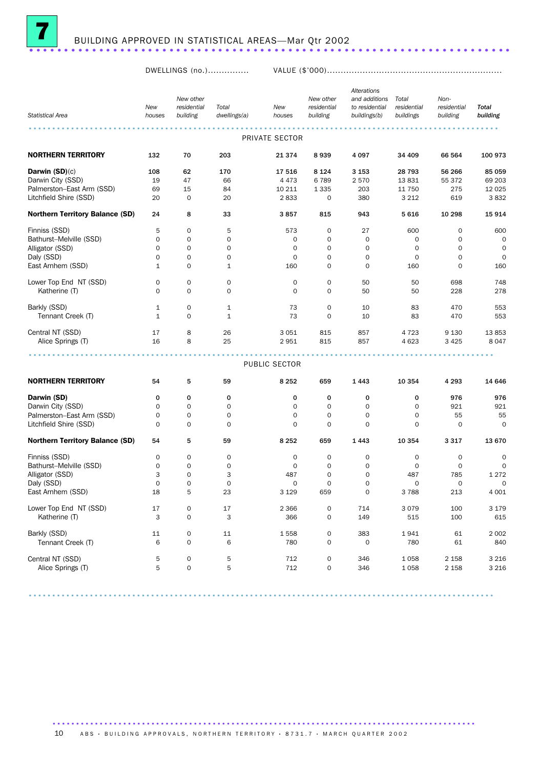# 7 BUILDING APPROVED IN STATISTICAL AREAS—Mar Qtr 2002

| Statistical Area | DWELLINGS (no.) New houses | New other residential building | Total dwellings(a) | VALUE ($'000) New houses | New other residential building | Alterations and additions to residential buildings(b) | Total residential buildings | Non-residential building | Total building |
|---|---|---|---|---|---|---|---|---|---|
| **PRIVATE SECTOR** | | | | | | | | | |
| **NORTHERN TERRITORY** | 132 | 70 | 203 | 21 374 | 8 939 | 4 097 | 34 409 | 66 564 | 100 973 |
| **Darwin (SD)**(c) | 108 | 62 | 170 | 17 516 | 8 124 | 3 153 | 28 793 | 56 266 | 85 059 |
| Darwin City (SSD) | 19 | 47 | 66 | 4 473 | 6 789 | 2 570 | 13 831 | 55 372 | 69 203 |
| Palmerston–East Arm (SSD) | 69 | 15 | 84 | 10 211 | 1 335 | 203 | 11 750 | 275 | 12 025 |
| Litchfield Shire (SSD) | 20 | 0 | 20 | 2 833 | 0 | 380 | 3 212 | 619 | 3 832 |
| **Northern Territory Balance (SD)** | 24 | 8 | 33 | 3 857 | 815 | 943 | 5 616 | 10 298 | 15 914 |
| Finniss (SSD) | 5 | 0 | 5 | 573 | 0 | 27 | 600 | 0 | 600 |
| Bathurst–Melville (SSD) | 0 | 0 | 0 | 0 | 0 | 0 | 0 | 0 | 0 |
| Alligator (SSD) | 0 | 0 | 0 | 0 | 0 | 0 | 0 | 0 | 0 |
| Daly (SSD) | 0 | 0 | 0 | 0 | 0 | 0 | 0 | 0 | 0 |
| East Arnhem (SSD) | 1 | 0 | 1 | 160 | 0 | 0 | 160 | 0 | 160 |
| Lower Top End NT (SSD) | 0 | 0 | 0 | 0 | 0 | 50 | 50 | 698 | 748 |
| Katherine (T) | 0 | 0 | 0 | 0 | 0 | 50 | 50 | 228 | 278 |
| Barkly (SSD) | 1 | 0 | 1 | 73 | 0 | 10 | 83 | 470 | 553 |
| Tennant Creek (T) | 1 | 0 | 1 | 73 | 0 | 10 | 83 | 470 | 553 |
| Central NT (SSD) | 17 | 8 | 26 | 3 051 | 815 | 857 | 4 723 | 9 130 | 13 853 |
| Alice Springs (T) | 16 | 8 | 25 | 2 951 | 815 | 857 | 4 623 | 3 425 | 8 047 |
| **PUBLIC SECTOR** | | | | | | | | | |
| **NORTHERN TERRITORY** | 54 | 5 | 59 | 8 252 | 659 | 1 443 | 10 354 | 4 293 | 14 646 |
| **Darwin (SD)** | 0 | 0 | 0 | 0 | 0 | 0 | 0 | 976 | 976 |
| Darwin City (SSD) | 0 | 0 | 0 | 0 | 0 | 0 | 0 | 921 | 921 |
| Palmerston–East Arm (SSD) | 0 | 0 | 0 | 0 | 0 | 0 | 0 | 55 | 55 |
| Litchfield Shire (SSD) | 0 | 0 | 0 | 0 | 0 | 0 | 0 | 0 | 0 |
| **Northern Territory Balance (SD)** | 54 | 5 | 59 | 8 252 | 659 | 1 443 | 10 354 | 3 317 | 13 670 |
| Finniss (SSD) | 0 | 0 | 0 | 0 | 0 | 0 | 0 | 0 | 0 |
| Bathurst–Melville (SSD) | 0 | 0 | 0 | 0 | 0 | 0 | 0 | 0 | 0 |
| Alligator (SSD) | 3 | 0 | 3 | 487 | 0 | 0 | 487 | 785 | 1 272 |
| Daly (SSD) | 0 | 0 | 0 | 0 | 0 | 0 | 0 | 0 | 0 |
| East Arnhem (SSD) | 18 | 5 | 23 | 3 129 | 659 | 0 | 3 788 | 213 | 4 001 |
| Lower Top End NT (SSD) | 17 | 0 | 17 | 2 366 | 0 | 714 | 3 079 | 100 | 3 179 |
| Katherine (T) | 3 | 0 | 3 | 366 | 0 | 149 | 515 | 100 | 615 |
| Barkly (SSD) | 11 | 0 | 11 | 1 558 | 0 | 383 | 1 941 | 61 | 2 002 |
| Tennant Creek (T) | 6 | 0 | 6 | 780 | 0 | 0 | 780 | 61 | 840 |
| Central NT (SSD) | 5 | 0 | 5 | 712 | 0 | 346 | 1 058 | 2 158 | 3 216 |
| Alice Springs (T) | 5 | 0 | 5 | 712 | 0 | 346 | 1 058 | 2 158 | 3 216 |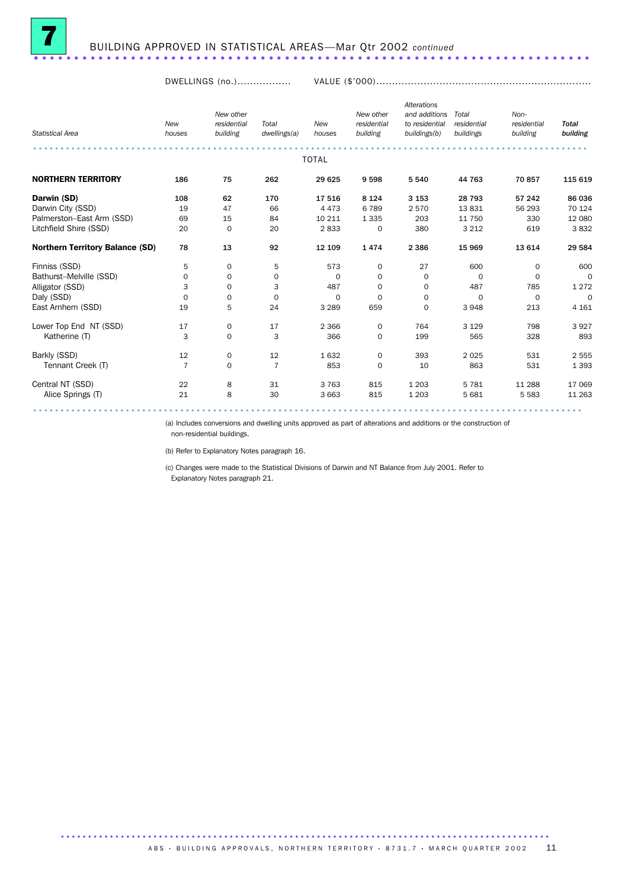# 7 BUILDING APPROVED IN STATISTICAL AREAS—Mar Qtr 2002 *continued*

| | DWELLINGS (no.) | | | VALUE ($'000) | | | | | |
|---|---|---|---|---|---|---|---|---|---|
| Statistical Area | New houses | New other residential building | Total dwellings(a) | New houses | New other residential building | Alterations and additions to residential buildings(b) | Total residential buildings | Non-residential building | Total building |
| | | | | TOTAL | | | | | |
| **NORTHERN TERRITORY** | **186** | **75** | **262** | **29 625** | **9 598** | **5 540** | **44 763** | **70 857** | **115 619** |
| **Darwin (SD)** | **108** | **62** | **170** | **17 516** | **8 124** | **3 153** | **28 793** | **57 242** | **86 036** |
| Darwin City (SSD) | 19 | 47 | 66 | 4 473 | 6 789 | 2 570 | 13 831 | 56 293 | 70 124 |
| Palmerston–East Arm (SSD) | 69 | 15 | 84 | 10 211 | 1 335 | 203 | 11 750 | 330 | 12 080 |
| Litchfield Shire (SSD) | 20 | 0 | 20 | 2 833 | 0 | 380 | 3 212 | 619 | 3 832 |
| **Northern Territory Balance (SD)** | **78** | **13** | **92** | **12 109** | **1 474** | **2 386** | **15 969** | **13 614** | **29 584** |
| Finniss (SSD) | 5 | 0 | 5 | 573 | 0 | 27 | 600 | 0 | 600 |
| Bathurst–Melville (SSD) | 0 | 0 | 0 | 0 | 0 | 0 | 0 | 0 | 0 |
| Alligator (SSD) | 3 | 0 | 3 | 487 | 0 | 0 | 487 | 785 | 1 272 |
| Daly (SSD) | 0 | 0 | 0 | 0 | 0 | 0 | 0 | 0 | 0 |
| East Arnhem (SSD) | 19 | 5 | 24 | 3 289 | 659 | 0 | 3 948 | 213 | 4 161 |
| Lower Top End NT (SSD) | 17 | 0 | 17 | 2 366 | 0 | 764 | 3 129 | 798 | 3 927 |
| Katherine (T) | 3 | 0 | 3 | 366 | 0 | 199 | 565 | 328 | 893 |
| Barkly (SSD) | 12 | 0 | 12 | 1 632 | 0 | 393 | 2 025 | 531 | 2 555 |
| Tennant Creek (T) | 7 | 0 | 7 | 853 | 0 | 10 | 863 | 531 | 1 393 |
| Central NT (SSD) | 22 | 8 | 31 | 3 763 | 815 | 1 203 | 5 781 | 11 288 | 17 069 |
| Alice Springs (T) | 21 | 8 | 30 | 3 663 | 815 | 1 203 | 5 681 | 5 583 | 11 263 |

(a) Includes conversions and dwelling units approved as part of alterations and additions or the construction of non-residential buildings.

(b) Refer to Explanatory Notes paragraph 16.

(c) Changes were made to the Statistical Divisions of Darwin and NT Balance from July 2001. Refer to Explanatory Notes paragraph 21.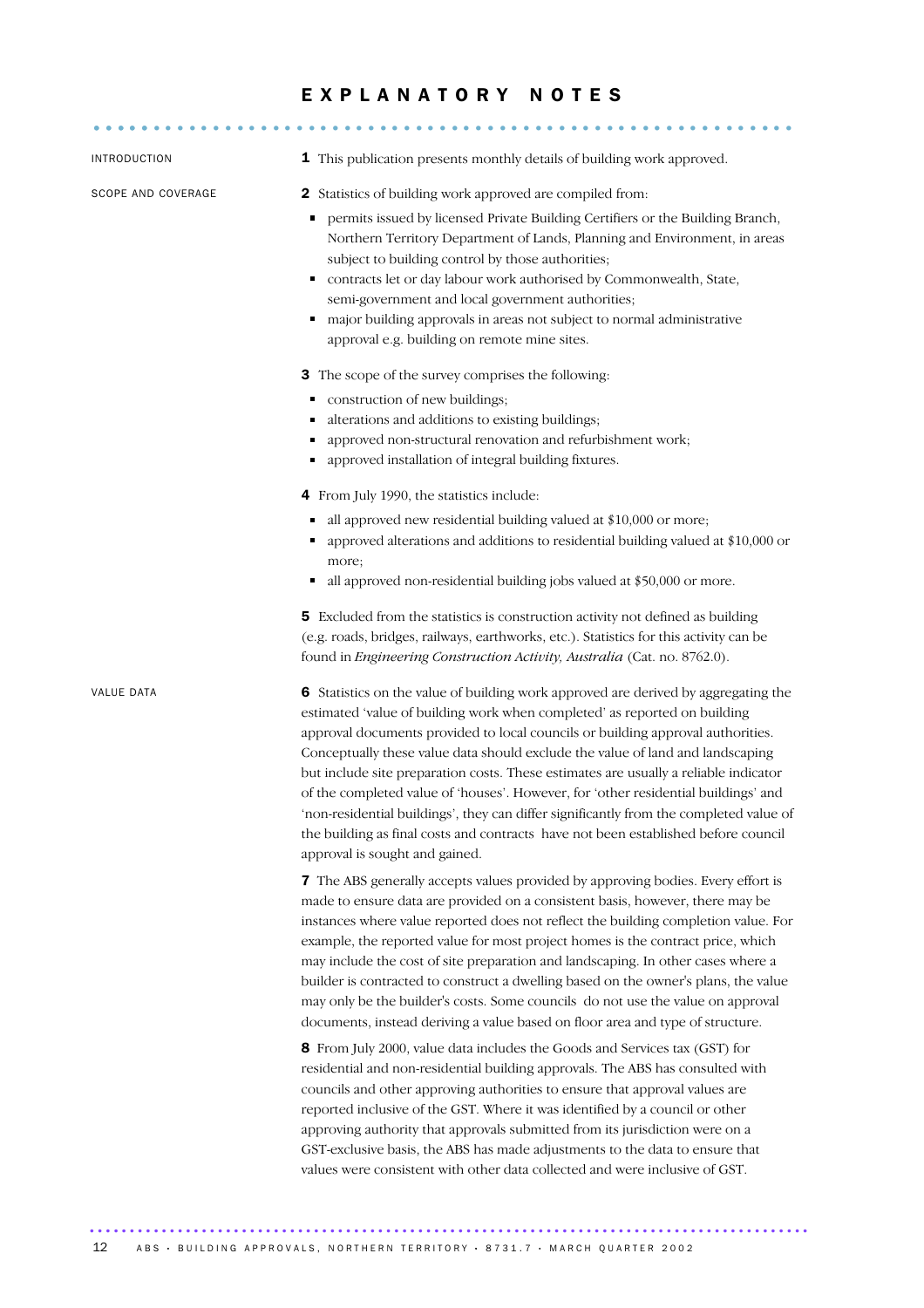# EXPLANATORY NOTES

## INTRODUCTION

**1** This publication presents monthly details of building work approved.

## SCOPE AND COVERAGE

**2** Statistics of building work approved are compiled from:

- permits issued by licensed Private Building Certifiers or the Building Branch, Northern Territory Department of Lands, Planning and Environment, in areas subject to building control by those authorities;
- contracts let or day labour work authorised by Commonwealth, State, semi-government and local government authorities;
- major building approvals in areas not subject to normal administrative approval e.g. building on remote mine sites.

**3** The scope of the survey comprises the following:

- construction of new buildings;
- alterations and additions to existing buildings;
- approved non-structural renovation and refurbishment work;
- approved installation of integral building fixtures.

**4** From July 1990, the statistics include:

- all approved new residential building valued at $10,000 or more;
- approved alterations and additions to residential building valued at $10,000 or more;
- all approved non-residential building jobs valued at $50,000 or more.

**5** Excluded from the statistics is construction activity not defined as building (e.g. roads, bridges, railways, earthworks, etc.). Statistics for this activity can be found in *Engineering Construction Activity, Australia* (Cat. no. 8762.0).

## VALUE DATA

**6** Statistics on the value of building work approved are derived by aggregating the estimated 'value of building work when completed' as reported on building approval documents provided to local councils or building approval authorities. Conceptually these value data should exclude the value of land and landscaping but include site preparation costs. These estimates are usually a reliable indicator of the completed value of 'houses'. However, for 'other residential buildings' and 'non-residential buildings', they can differ significantly from the completed value of the building as final costs and contracts have not been established before council approval is sought and gained.

**7** The ABS generally accepts values provided by approving bodies. Every effort is made to ensure data are provided on a consistent basis, however, there may be instances where value reported does not reflect the building completion value. For example, the reported value for most project homes is the contract price, which may include the cost of site preparation and landscaping. In other cases where a builder is contracted to construct a dwelling based on the owner's plans, the value may only be the builder's costs. Some councils do not use the value on approval documents, instead deriving a value based on floor area and type of structure.

**8** From July 2000, value data includes the Goods and Services tax (GST) for residential and non-residential building approvals. The ABS has consulted with councils and other approving authorities to ensure that approval values are reported inclusive of the GST. Where it was identified by a council or other approving authority that approvals submitted from its jurisdiction were on a GST-exclusive basis, the ABS has made adjustments to the data to ensure that values were consistent with other data collected and were inclusive of GST.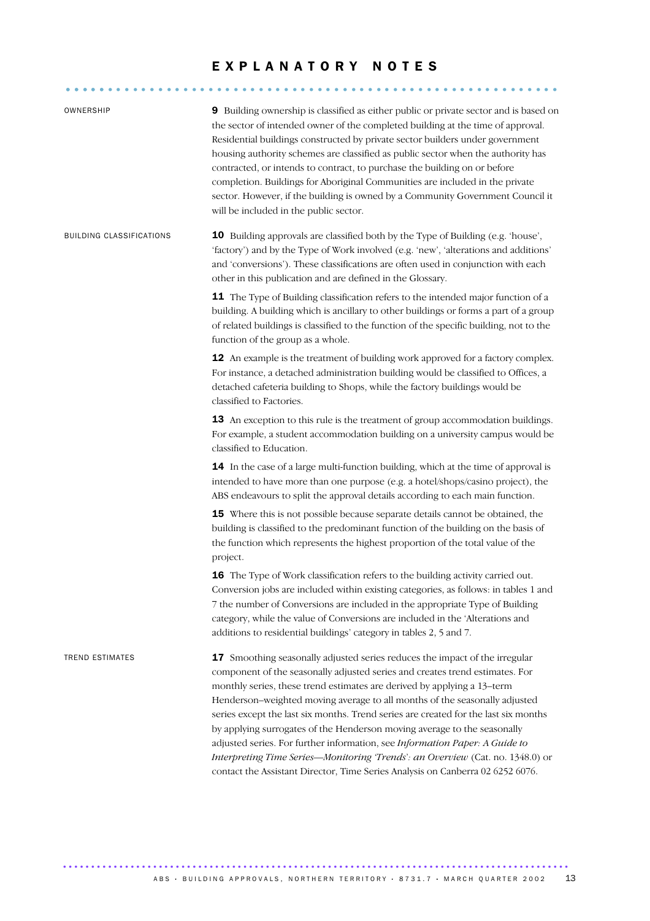# EXPLANATORY NOTES

### OWNERSHIP

**9** Building ownership is classified as either public or private sector and is based on the sector of intended owner of the completed building at the time of approval. Residential buildings constructed by private sector builders under government housing authority schemes are classified as public sector when the authority has contracted, or intends to contract, to purchase the building on or before completion. Buildings for Aboriginal Communities are included in the private sector. However, if the building is owned by a Community Government Council it will be included in the public sector.

### BUILDING CLASSIFICATIONS

**10** Building approvals are classified both by the Type of Building (e.g. 'house', 'factory') and by the Type of Work involved (e.g. 'new', 'alterations and additions' and 'conversions'). These classifications are often used in conjunction with each other in this publication and are defined in the Glossary.

**11** The Type of Building classification refers to the intended major function of a building. A building which is ancillary to other buildings or forms a part of a group of related buildings is classified to the function of the specific building, not to the function of the group as a whole.

**12** An example is the treatment of building work approved for a factory complex. For instance, a detached administration building would be classified to Offices, a detached cafeteria building to Shops, while the factory buildings would be classified to Factories.

**13** An exception to this rule is the treatment of group accommodation buildings. For example, a student accommodation building on a university campus would be classified to Education.

**14** In the case of a large multi-function building, which at the time of approval is intended to have more than one purpose (e.g. a hotel/shops/casino project), the ABS endeavours to split the approval details according to each main function.

**15** Where this is not possible because separate details cannot be obtained, the building is classified to the predominant function of the building on the basis of the function which represents the highest proportion of the total value of the project.

**16** The Type of Work classification refers to the building activity carried out. Conversion jobs are included within existing categories, as follows: in tables 1 and 7 the number of Conversions are included in the appropriate Type of Building category, while the value of Conversions are included in the 'Alterations and additions to residential buildings' category in tables 2, 5 and 7.

### TREND ESTIMATES

**17** Smoothing seasonally adjusted series reduces the impact of the irregular component of the seasonally adjusted series and creates trend estimates. For monthly series, these trend estimates are derived by applying a 13–term Henderson–weighted moving average to all months of the seasonally adjusted series except the last six months. Trend series are created for the last six months by applying surrogates of the Henderson moving average to the seasonally adjusted series. For further information, see *Information Paper: A Guide to Interpreting Time Series—Monitoring 'Trends': an Overview* (Cat. no. 1348.0) or contact the Assistant Director, Time Series Analysis on Canberra 02 6252 6076.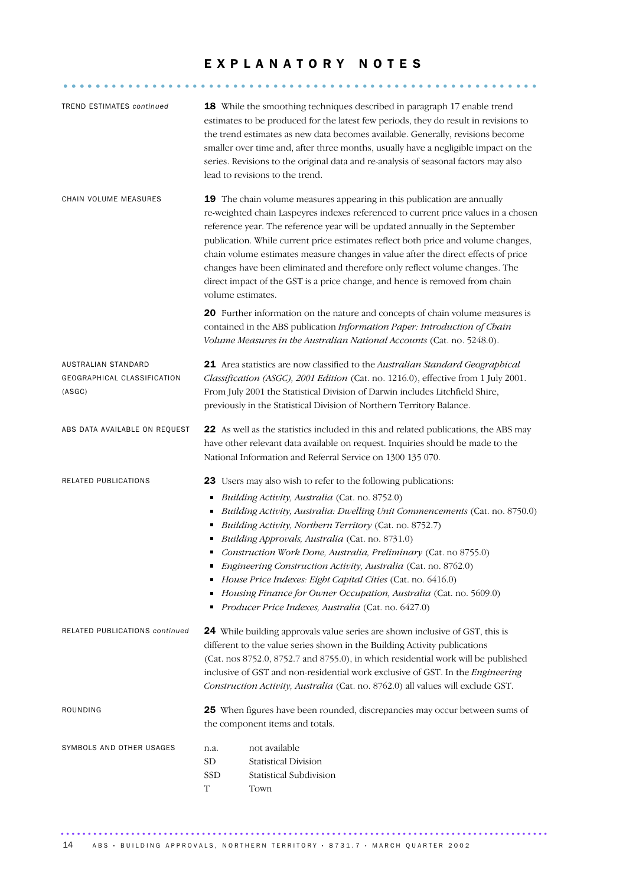# EXPLANATORY NOTES

TREND ESTIMATES *continued*

**18** While the smoothing techniques described in paragraph 17 enable trend estimates to be produced for the latest few periods, they do result in revisions to the trend estimates as new data becomes available. Generally, revisions become smaller over time and, after three months, usually have a negligible impact on the series. Revisions to the original data and re-analysis of seasonal factors may also lead to revisions to the trend.

CHAIN VOLUME MEASURES

**19** The chain volume measures appearing in this publication are annually re-weighted chain Laspeyres indexes referenced to current price values in a chosen reference year. The reference year will be updated annually in the September publication. While current price estimates reflect both price and volume changes, chain volume estimates measure changes in value after the direct effects of price changes have been eliminated and therefore only reflect volume changes. The direct impact of the GST is a price change, and hence is removed from chain volume estimates.

**20** Further information on the nature and concepts of chain volume measures is contained in the ABS publication *Information Paper: Introduction of Chain Volume Measures in the Australian National Accounts* (Cat. no. 5248.0).

AUSTRALIAN STANDARD GEOGRAPHICAL CLASSIFICATION (ASGC)

**21** Area statistics are now classified to the *Australian Standard Geographical Classification (ASGC), 2001 Edition* (Cat. no. 1216.0), effective from 1 July 2001. From July 2001 the Statistical Division of Darwin includes Litchfield Shire, previously in the Statistical Division of Northern Territory Balance.

ABS DATA AVAILABLE ON REQUEST

**22** As well as the statistics included in this and related publications, the ABS may have other relevant data available on request. Inquiries should be made to the National Information and Referral Service on 1300 135 070.

RELATED PUBLICATIONS

**23** Users may also wish to refer to the following publications:

- *Building Activity, Australia* (Cat. no. 8752.0)
- *Building Activity, Australia: Dwelling Unit Commencements* (Cat. no. 8750.0)
- *Building Activity, Northern Territory* (Cat. no. 8752.7)
- *Building Approvals, Australia* (Cat. no. 8731.0)
- *Construction Work Done, Australia, Preliminary* (Cat. no 8755.0)
- *Engineering Construction Activity, Australia* (Cat. no. 8762.0)
- *House Price Indexes: Eight Capital Cities* (Cat. no. 6416.0)
- *Housing Finance for Owner Occupation, Australia* (Cat. no. 5609.0)
- *Producer Price Indexes, Australia* (Cat. no. 6427.0)

RELATED PUBLICATIONS *continued*

**24** While building approvals value series are shown inclusive of GST, this is different to the value series shown in the Building Activity publications (Cat. nos 8752.0, 8752.7 and 8755.0), in which residential work will be published inclusive of GST and non-residential work exclusive of GST. In the *Engineering Construction Activity, Australia* (Cat. no. 8762.0) all values will exclude GST.

ROUNDING

**25** When figures have been rounded, discrepancies may occur between sums of the component items and totals.

SYMBOLS AND OTHER USAGES

| | |
|---|---|
| n.a. | not available |
| SD | Statistical Division |
| SSD | Statistical Subdivision |
| T | Town |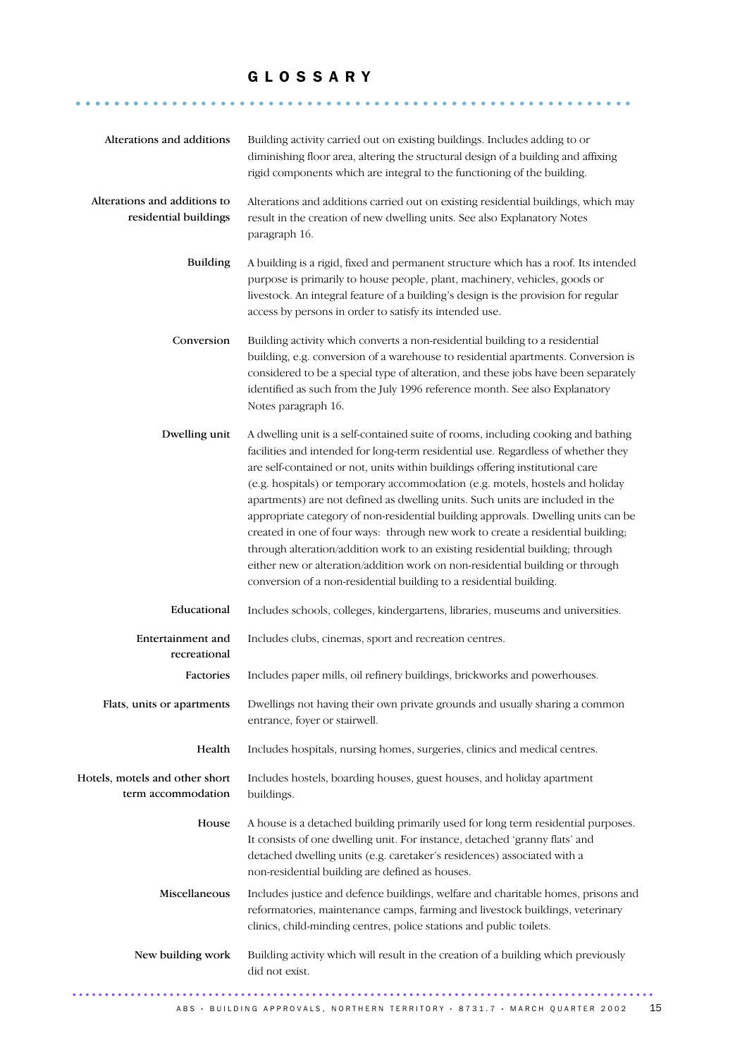# GLOSSARY

**Alterations and additions**
Building activity carried out on existing buildings. Includes adding to or diminishing floor area, altering the structural design of a building and affixing rigid components which are integral to the functioning of the building.

**Alterations and additions to residential buildings**
Alterations and additions carried out on existing residential buildings, which may result in the creation of new dwelling units. See also Explanatory Notes paragraph 16.

**Building**
A building is a rigid, fixed and permanent structure which has a roof. Its intended purpose is primarily to house people, plant, machinery, vehicles, goods or livestock. An integral feature of a building's design is the provision for regular access by persons in order to satisfy its intended use.

**Conversion**
Building activity which converts a non-residential building to a residential building, e.g. conversion of a warehouse to residential apartments. Conversion is considered to be a special type of alteration, and these jobs have been separately identified as such from the July 1996 reference month. See also Explanatory Notes paragraph 16.

**Dwelling unit**
A dwelling unit is a self-contained suite of rooms, including cooking and bathing facilities and intended for long-term residential use. Regardless of whether they are self-contained or not, units within buildings offering institutional care (e.g. hospitals) or temporary accommodation (e.g. motels, hostels and holiday apartments) are not defined as dwelling units. Such units are included in the appropriate category of non-residential building approvals. Dwelling units can be created in one of four ways: through new work to create a residential building; through alteration/addition work to an existing residential building; through either new or alteration/addition work on non-residential building or through conversion of a non-residential building to a residential building.

**Educational**
Includes schools, colleges, kindergartens, libraries, museums and universities.

**Entertainment and recreational**
Includes clubs, cinemas, sport and recreation centres.

**Factories**
Includes paper mills, oil refinery buildings, brickworks and powerhouses.

**Flats, units or apartments**
Dwellings not having their own private grounds and usually sharing a common entrance, foyer or stairwell.

**Health**
Includes hospitals, nursing homes, surgeries, clinics and medical centres.

**Hotels, motels and other short term accommodation**
Includes hostels, boarding houses, guest houses, and holiday apartment buildings.

**House**
A house is a detached building primarily used for long term residential purposes. It consists of one dwelling unit. For instance, detached 'granny flats' and detached dwelling units (e.g. caretaker's residences) associated with a non-residential building are defined as houses.

**Miscellaneous**
Includes justice and defence buildings, welfare and charitable homes, prisons and reformatories, maintenance camps, farming and livestock buildings, veterinary clinics, child-minding centres, police stations and public toilets.

**New building work**
Building activity which will result in the creation of a building which previously did not exist.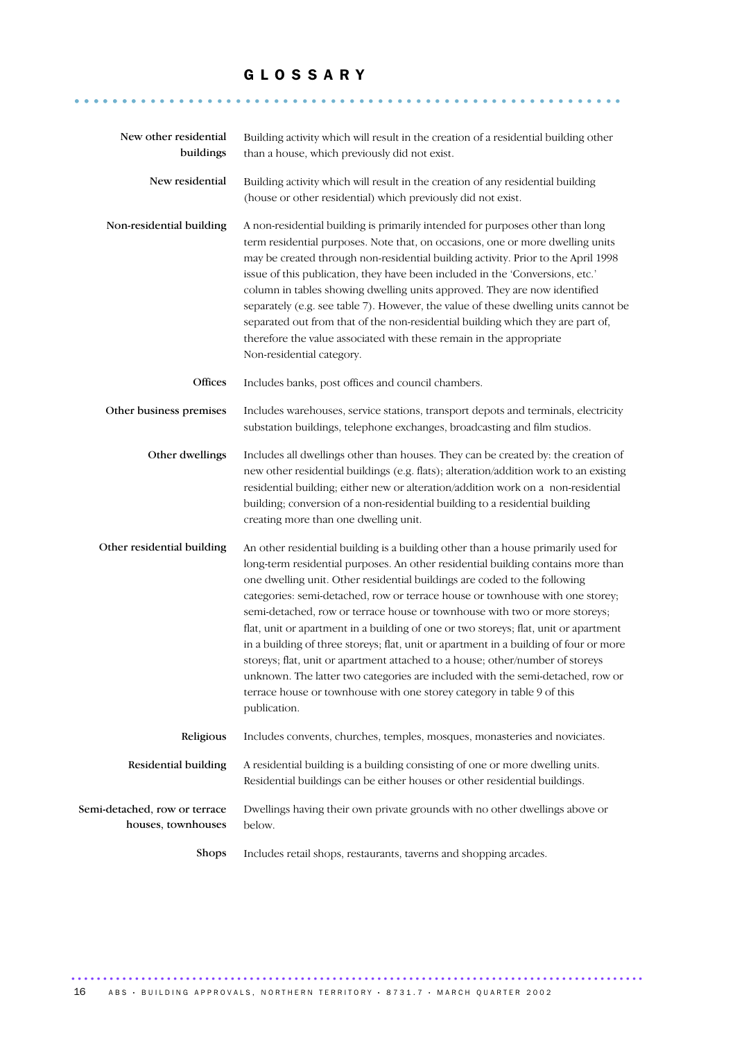# GLOSSARY

**New other residential buildings**
Building activity which will result in the creation of a residential building other than a house, which previously did not exist.

**New residential**
Building activity which will result in the creation of any residential building (house or other residential) which previously did not exist.

**Non-residential building**
A non-residential building is primarily intended for purposes other than long term residential purposes. Note that, on occasions, one or more dwelling units may be created through non-residential building activity. Prior to the April 1998 issue of this publication, they have been included in the 'Conversions, etc.' column in tables showing dwelling units approved. They are now identified separately (e.g. see table 7). However, the value of these dwelling units cannot be separated out from that of the non-residential building which they are part of, therefore the value associated with these remain in the appropriate Non-residential category.

**Offices**
Includes banks, post offices and council chambers.

**Other business premises**
Includes warehouses, service stations, transport depots and terminals, electricity substation buildings, telephone exchanges, broadcasting and film studios.

**Other dwellings**
Includes all dwellings other than houses. They can be created by: the creation of new other residential buildings (e.g. flats); alteration/addition work to an existing residential building; either new or alteration/addition work on a non-residential building; conversion of a non-residential building to a residential building creating more than one dwelling unit.

**Other residential building**
An other residential building is a building other than a house primarily used for long-term residential purposes. An other residential building contains more than one dwelling unit. Other residential buildings are coded to the following categories: semi-detached, row or terrace house or townhouse with one storey; semi-detached, row or terrace house or townhouse with two or more storeys; flat, unit or apartment in a building of one or two storeys; flat, unit or apartment in a building of three storeys; flat, unit or apartment in a building of four or more storeys; flat, unit or apartment attached to a house; other/number of storeys unknown. The latter two categories are included with the semi-detached, row or terrace house or townhouse with one storey category in table 9 of this publication.

**Religious**
Includes convents, churches, temples, mosques, monasteries and noviciates.

**Residential building**
A residential building is a building consisting of one or more dwelling units. Residential buildings can be either houses or other residential buildings.

**Semi-detached, row or terrace houses, townhouses**
Dwellings having their own private grounds with no other dwellings above or below.

**Shops**
Includes retail shops, restaurants, taverns and shopping arcades.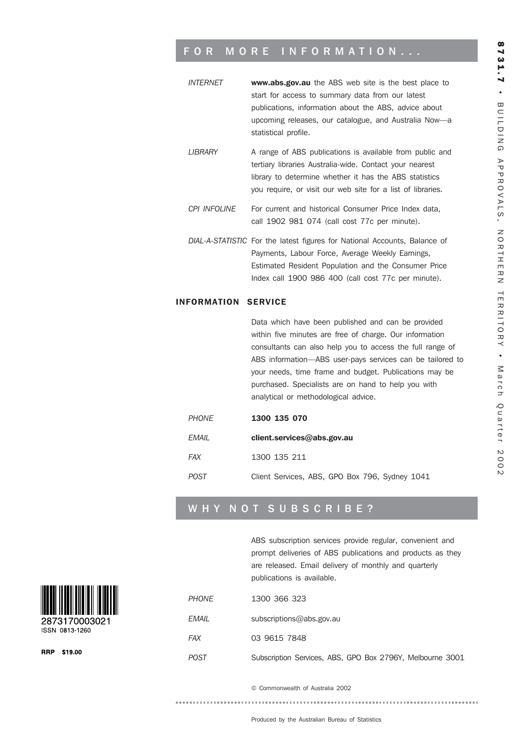## FOR MORE INFORMATION...

*INTERNET* **www.abs.gov.au** the ABS web site is the best place to start for access to summary data from our latest publications, information about the ABS, advice about upcoming releases, our catalogue, and Australia Now—a statistical profile.

*LIBRARY* A range of ABS publications is available from public and tertiary libraries Australia-wide. Contact your nearest library to determine whether it has the ABS statistics you require, or visit our web site for a list of libraries.

*CPI INFOLINE* For current and historical Consumer Price Index data, call 1902 981 074 (call cost 77c per minute).

*DIAL-A-STATISTIC* For the latest figures for National Accounts, Balance of Payments, Labour Force, Average Weekly Earnings, Estimated Resident Population and the Consumer Price Index call 1900 986 400 (call cost 77c per minute).

### INFORMATION SERVICE

Data which have been published and can be provided within five minutes are free of charge. Our information consultants can also help you to access the full range of ABS information—ABS user-pays services can be tailored to your needs, time frame and budget. Publications may be purchased. Specialists are on hand to help you with analytical or methodological advice.

*PHONE* **1300 135 070**

*EMAIL* **client.services@abs.gov.au**

*FAX* 1300 135 211

*POST* Client Services, ABS, GPO Box 796, Sydney 1041

## WHY NOT SUBSCRIBE?

ABS subscription services provide regular, convenient and prompt deliveries of ABS publications and products as they are released. Email delivery of monthly and quarterly publications is available.

*PHONE* 1300 366 323

*EMAIL* subscriptions@abs.gov.au

*FAX* 03 9615 7848

*POST* Subscription Services, ABS, GPO Box 2796Y, Melbourne 3001

2873170003021
ISSN 0813-1260

**RRP $19.00**

© Commonwealth of Australia 2002

Produced by the Australian Bureau of Statistics